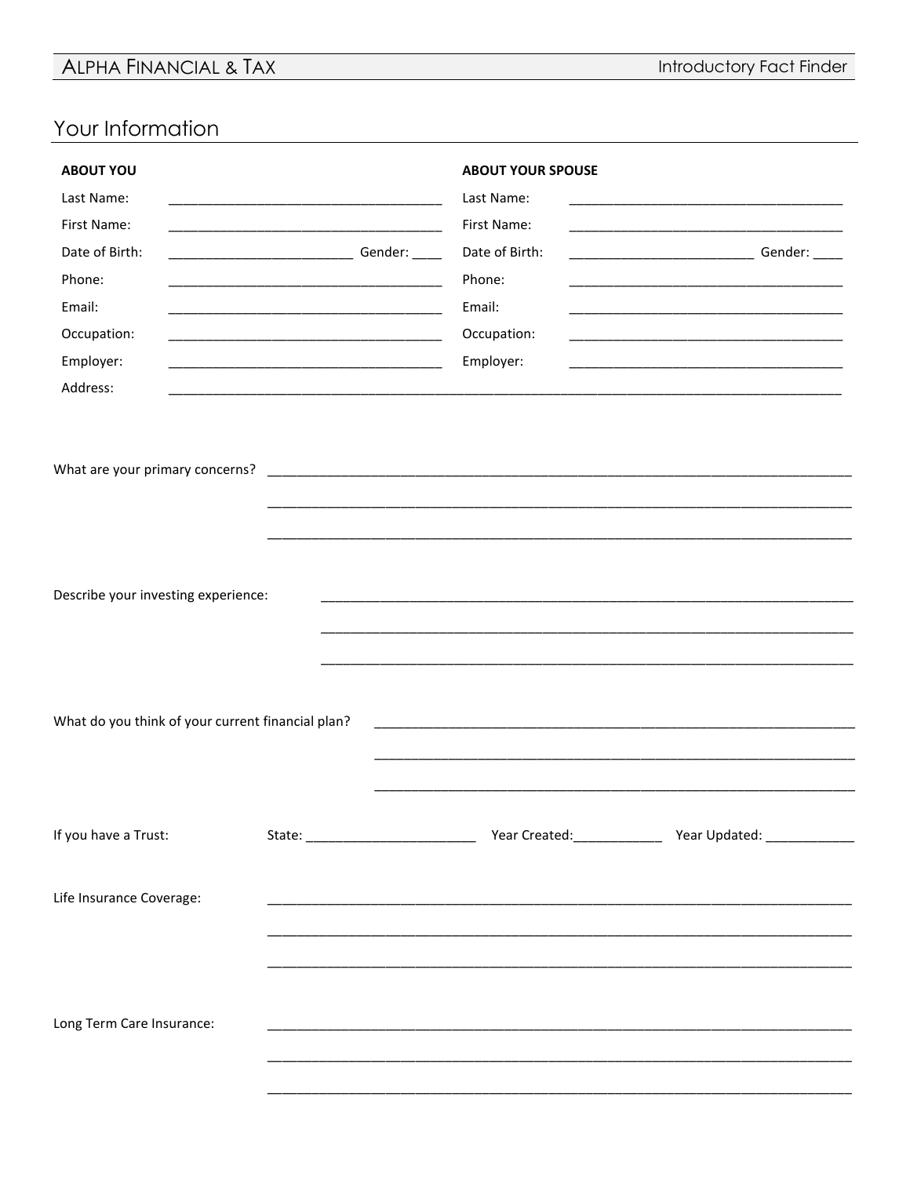Alpha Financial & Tax — Introductory Fact Finder

## Your Information

| **ABOUT YOU** | | **ABOUT YOUR SPOUSE** | |
|---|---|---|---|
| Last Name: | ______________________________ | Last Name: | ______________________________ |
| First Name: | ______________________________ | First Name: | ______________________________ |
| Date of Birth: | ____________________ Gender: ____ | Date of Birth: | ____________________ Gender: ____ |
| Phone: | ______________________________ | Phone: | ______________________________ |
| Email: | ______________________________ | Email: | ______________________________ |
| Occupation: | ______________________________ | Occupation: | ______________________________ |
| Employer: | ______________________________ | Employer: | ______________________________ |

Address: ________________________________________________________________________________

What are your primary concerns? ____________________________________________________________

____________________________________________________________

____________________________________________________________

Describe your investing experience: ____________________________________________________________

____________________________________________________________

____________________________________________________________

What do you think of your current financial plan? ____________________________________________________________

____________________________________________________________

____________________________________________________________

If you have a Trust: State: ____________________ Year Created: ___________ Year Updated: ___________

Life Insurance Coverage: ____________________________________________________________

____________________________________________________________

____________________________________________________________

Long Term Care Insurance: ____________________________________________________________

____________________________________________________________

____________________________________________________________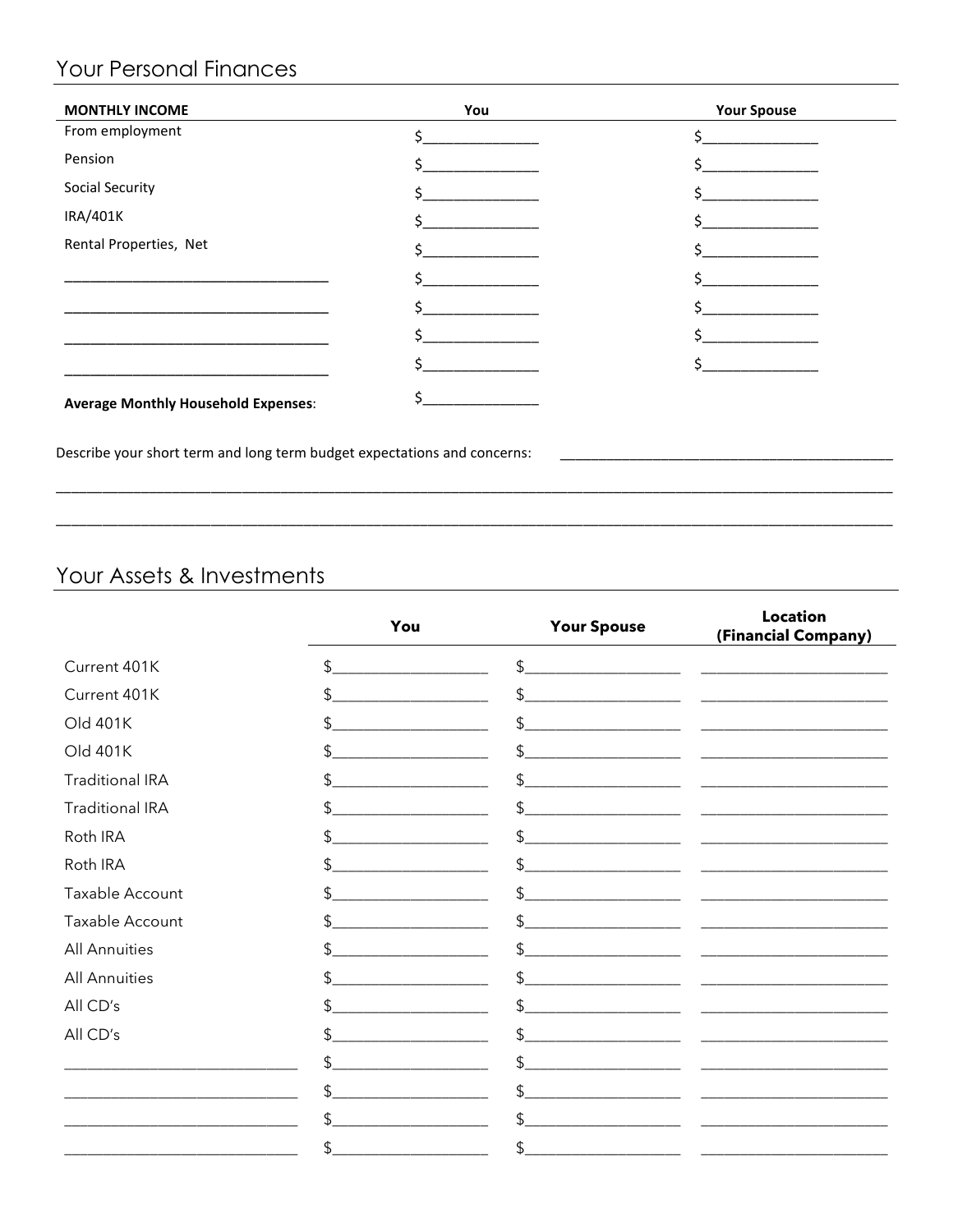## Your Personal Finances

| MONTHLY INCOME | You | Your Spouse |
|---|---|---|
| From employment | $______________ | $______________ |
| Pension | $______________ | $______________ |
| Social Security | $______________ | $______________ |
| IRA/401K | $______________ | $______________ |
| Rental Properties, Net | $______________ | $______________ |
| ________________________________ | $______________ | $______________ |
| ________________________________ | $______________ | $______________ |
| ________________________________ | $______________ | $______________ |
| ________________________________ | $______________ | $______________ |
| **Average Monthly Household Expenses**: | $______________ | |

Describe your short term and long term budget expectations and concerns: ____________________________________________

______________________________________________________________________________________________________________

______________________________________________________________________________________________________________

## Your Assets & Investments

| | You | Your Spouse | Location (Financial Company) |
|---|---|---|---|
| Current 401K | $__________________ | $__________________ | ______________________ |
| Current 401K | $__________________ | $__________________ | ______________________ |
| Old 401K | $__________________ | $__________________ | ______________________ |
| Old 401K | $__________________ | $__________________ | ______________________ |
| Traditional IRA | $__________________ | $__________________ | ______________________ |
| Traditional IRA | $__________________ | $__________________ | ______________________ |
| Roth IRA | $__________________ | $__________________ | ______________________ |
| Roth IRA | $__________________ | $__________________ | ______________________ |
| Taxable Account | $__________________ | $__________________ | ______________________ |
| Taxable Account | $__________________ | $__________________ | ______________________ |
| All Annuities | $__________________ | $__________________ | ______________________ |
| All Annuities | $__________________ | $__________________ | ______________________ |
| All CD's | $__________________ | $__________________ | ______________________ |
| All CD's | $__________________ | $__________________ | ______________________ |
| ___________________________ | $__________________ | $__________________ | ______________________ |
| ___________________________ | $__________________ | $__________________ | ______________________ |
| ___________________________ | $__________________ | $__________________ | ______________________ |
| ___________________________ | $__________________ | $__________________ | ______________________ |